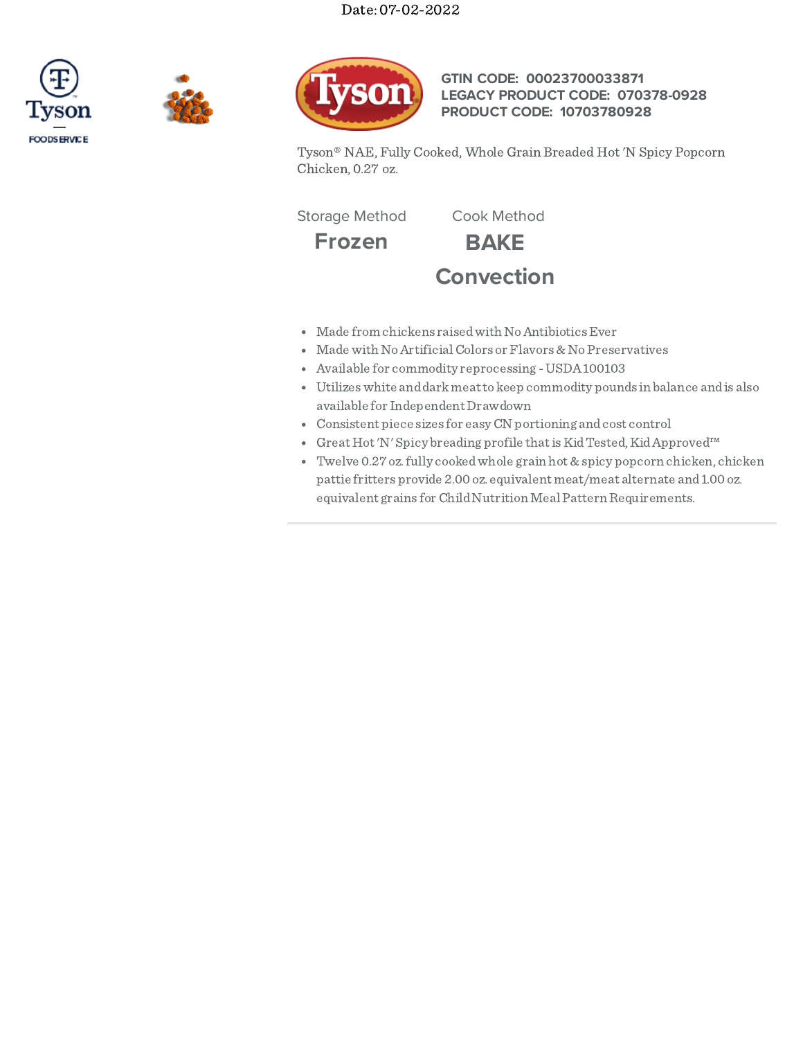Date: 07-02-2022

Tyson FOODSERVICE

**GTIN CODE: 00023700033871**
**LEGACY PRODUCT CODE: 070378-0928**
**PRODUCT CODE: 10703780928**

Tyson® NAE, Fully Cooked, Whole Grain Breaded Hot 'N Spicy Popcorn Chicken, 0.27 oz.

| Storage Method | Cook Method |
| --- | --- |
| **Frozen** | **BAKE** |
| | **Convection** |

- Made from chickens raised with No Antibiotics Ever
- Made with No Artificial Colors or Flavors & No Preservatives
- Available for commodity reprocessing - USDA 100103
- Utilizes white and dark meat to keep commodity pounds in balance and is also available for Independent Drawdown
- Consistent piece sizes for easy CN portioning and cost control
- Great Hot 'N' Spicy breading profile that is Kid Tested, Kid Approved™
- Twelve 0.27 oz. fully cooked whole grain hot & spicy popcorn chicken, chicken pattie fritters provide 2.00 oz. equivalent meat/meat alternate and 1.00 oz. equivalent grains for Child Nutrition Meal Pattern Requirements.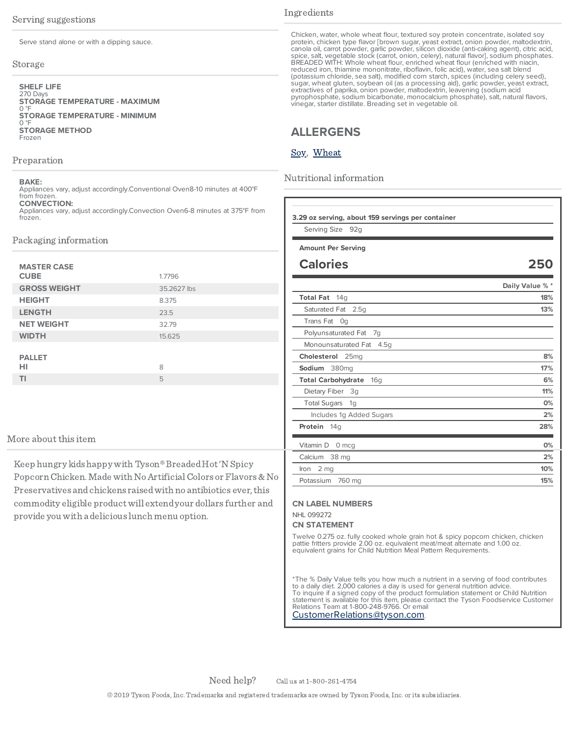## Serving suggestions

Serve stand alone or with a dipping sauce.

## Storage

**SHELF LIFE**
270 Days
**STORAGE TEMPERATURE - MAXIMUM**
0 °F
**STORAGE TEMPERATURE - MINIMUM**
0 °F
**STORAGE METHOD**
Frozen

## Preparation

**BAKE:**
Appliances vary, adjust accordingly.Conventional Oven8-10 minutes at 400°F from frozen.
**CONVECTION:**
Appliances vary, adjust accordingly.Convection Oven6-8 minutes at 375°F from frozen.

## Packaging information

| | |
|---|---|
| **MASTER CASE** | |
| **CUBE** | 1.7796 |
| **GROSS WEIGHT** | 35.2627 lbs |
| **HEIGHT** | 8.375 |
| **LENGTH** | 23.5 |
| **NET WEIGHT** | 32.79 |
| **WIDTH** | 15.625 |
| **PALLET** | |
| **HI** | 8 |
| **TI** | 5 |

## More about this item

Keep hungry kids happy with Tyson® Breaded Hot 'N Spicy Popcorn Chicken. Made with No Artificial Colors or Flavors & No Preservatives and chickens raised with no antibiotics ever, this commodity eligible product will extend your dollars further and provide you with a delicious lunch menu option.

## Ingredients

Chicken, water, whole wheat flour, textured soy protein concentrate, isolated soy protein, chicken type flavor [brown sugar, yeast extract, onion powder, maltodextrin, canola oil, carrot powder, garlic powder, silicon dioxide (anti-caking agent), citric acid, spice, salt, vegetable stock (carrot, onion, celery), natural flavor], sodium phosphates. BREADED WITH: Whole wheat flour, enriched wheat flour (enriched with niacin, reduced iron, thiamine mononitrate, riboflavin, folic acid), water, sea salt blend (potassium chloride, sea salt), modified corn starch, spices (including celery seed), sugar, wheat gluten, soybean oil (as a processing aid), garlic powder, yeast extract, extractives of paprika, onion powder, maltodextrin, leavening (sodium acid pyrophosphate, sodium bicarbonate, monocalcium phosphate), salt, natural flavors, vinegar, starter distillate. Breading set in vegetable oil.

## ALLERGENS

Soy, Wheat

## Nutritional information

**3.29 oz serving, about 159 servings per container**

Serving Size 92g

| Amount Per Serving | Daily Value % * |
|---|---|
| **Calories** 250 | |
| **Total Fat** 14g | 18% |
| Saturated Fat 2.5g | 13% |
| Trans Fat 0g | |
| Polyunsaturated Fat 7g | |
| Monounsaturated Fat 4.5g | |
| **Cholesterol** 25mg | 8% |
| **Sodium** 380mg | 17% |
| **Total Carbohydrate** 16g | 6% |
| Dietary Fiber 3g | 11% |
| Total Sugars 1g | 0% |
| Includes 1g Added Sugars | 2% |
| **Protein** 14g | 28% |
| Vitamin D 0 mcg | 0% |
| Calcium 38 mg | 2% |
| Iron 2 mg | 10% |
| Potassium 760 mg | 15% |

**CN LABEL NUMBERS**

NHL 099272

**CN STATEMENT**

Twelve 0.275 oz. fully cooked whole grain hot & spicy popcorn chicken, chicken pattie fritters provide 2.00 oz. equivalent meat/meat alternate and 1.00 oz. equivalent grains for Child Nutrition Meal Pattern Requirements.

*The % Daily Value tells you how much a nutrient in a serving of food contributes to a daily diet. 2,000 calories a day is used for general nutrition advice.
To inquire if a signed copy of the product formulation statement or Child Nutrition statement is available for this item, please contact the Tyson Foodservice Customer Relations Team at 1-800-248-9766. Or email CustomerRelations@tyson.com.

Need help? Call us at 1-800-261-4754

© 2019 Tyson Foods, Inc. Trademarks and registered trademarks are owned by Tyson Foods, Inc. or its subsidiaries.